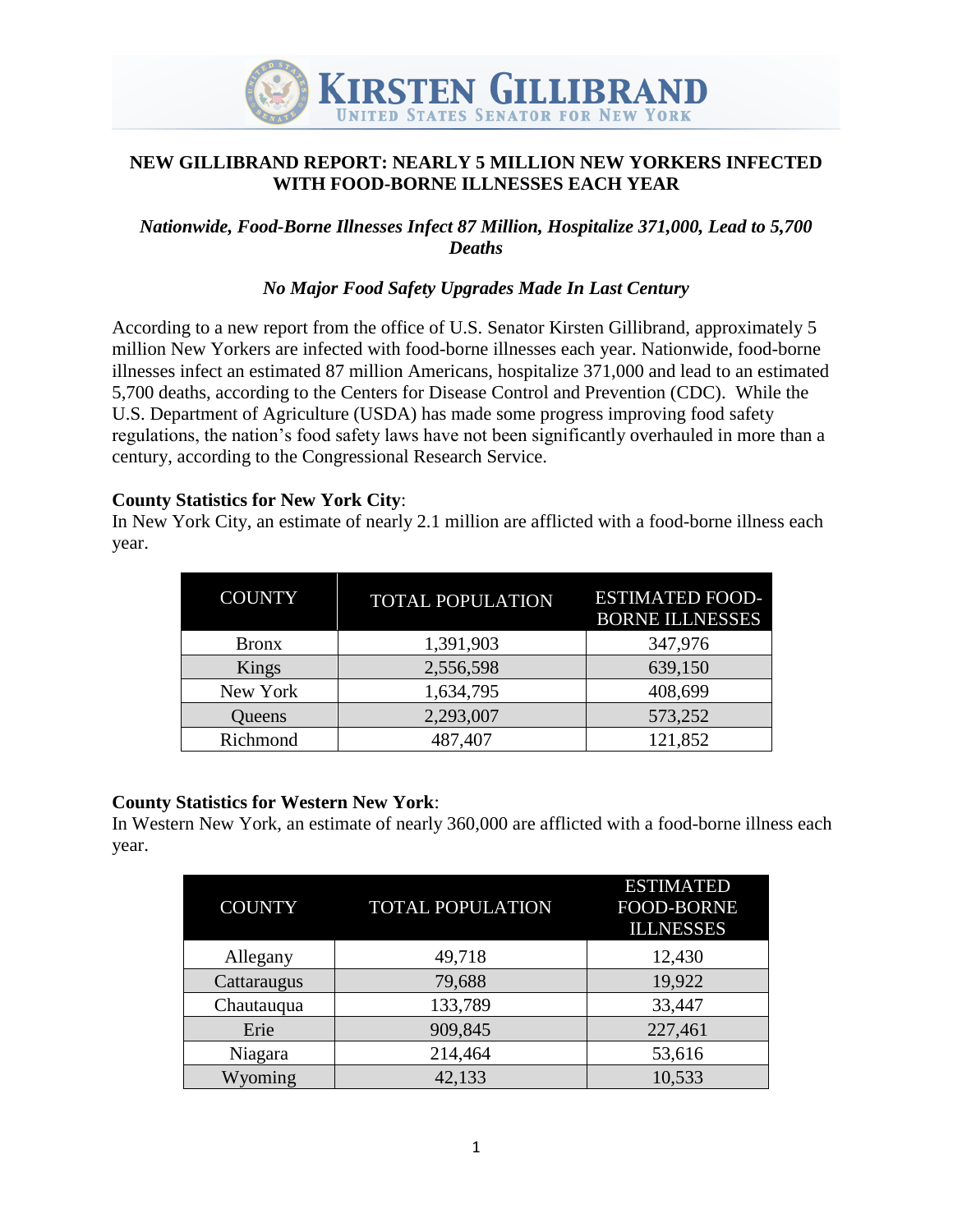**KIRSTEN GILLIBRAND**
UNITED STATES SENATOR FOR NEW YORK

# NEW GILLIBRAND REPORT: NEARLY 5 MILLION NEW YORKERS INFECTED WITH FOOD-BORNE ILLNESSES EACH YEAR

*Nationwide, Food-Borne Illnesses Infect 87 Million, Hospitalize 371,000, Lead to 5,700 Deaths*

*No Major Food Safety Upgrades Made In Last Century*

According to a new report from the office of U.S. Senator Kirsten Gillibrand, approximately 5 million New Yorkers are infected with food-borne illnesses each year. Nationwide, food-borne illnesses infect an estimated 87 million Americans, hospitalize 371,000 and lead to an estimated 5,700 deaths, according to the Centers for Disease Control and Prevention (CDC). While the U.S. Department of Agriculture (USDA) has made some progress improving food safety regulations, the nation's food safety laws have not been significantly overhauled in more than a century, according to the Congressional Research Service.

**County Statistics for New York City**:
In New York City, an estimate of nearly 2.1 million are afflicted with a food-borne illness each year.

| COUNTY | TOTAL POPULATION | ESTIMATED FOOD-BORNE ILLNESSES |
|---|---|---|
| Bronx | 1,391,903 | 347,976 |
| Kings | 2,556,598 | 639,150 |
| New York | 1,634,795 | 408,699 |
| Queens | 2,293,007 | 573,252 |
| Richmond | 487,407 | 121,852 |

**County Statistics for Western New York**:
In Western New York, an estimate of nearly 360,000 are afflicted with a food-borne illness each year.

| COUNTY | TOTAL POPULATION | ESTIMATED FOOD-BORNE ILLNESSES |
|---|---|---|
| Allegany | 49,718 | 12,430 |
| Cattaraugus | 79,688 | 19,922 |
| Chautauqua | 133,789 | 33,447 |
| Erie | 909,845 | 227,461 |
| Niagara | 214,464 | 53,616 |
| Wyoming | 42,133 | 10,533 |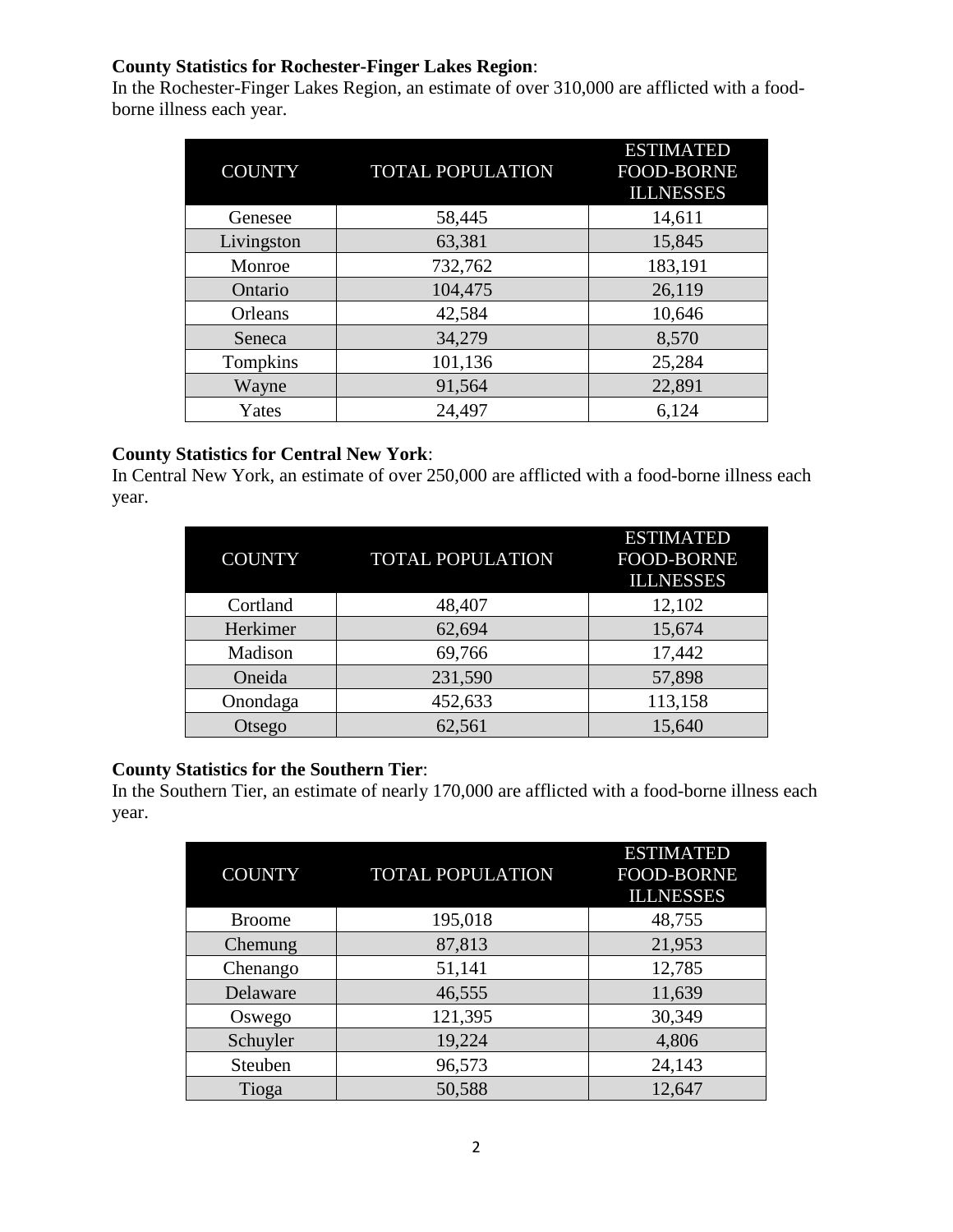**County Statistics for Rochester-Finger Lakes Region**:
In the Rochester-Finger Lakes Region, an estimate of over 310,000 are afflicted with a food-borne illness each year.

| COUNTY | TOTAL POPULATION | ESTIMATED FOOD-BORNE ILLNESSES |
|---|---|---|
| Genesee | 58,445 | 14,611 |
| Livingston | 63,381 | 15,845 |
| Monroe | 732,762 | 183,191 |
| Ontario | 104,475 | 26,119 |
| Orleans | 42,584 | 10,646 |
| Seneca | 34,279 | 8,570 |
| Tompkins | 101,136 | 25,284 |
| Wayne | 91,564 | 22,891 |
| Yates | 24,497 | 6,124 |

**County Statistics for Central New York**:
In Central New York, an estimate of over 250,000 are afflicted with a food-borne illness each year.

| COUNTY | TOTAL POPULATION | ESTIMATED FOOD-BORNE ILLNESSES |
|---|---|---|
| Cortland | 48,407 | 12,102 |
| Herkimer | 62,694 | 15,674 |
| Madison | 69,766 | 17,442 |
| Oneida | 231,590 | 57,898 |
| Onondaga | 452,633 | 113,158 |
| Otsego | 62,561 | 15,640 |

**County Statistics for the Southern Tier**:
In the Southern Tier, an estimate of nearly 170,000 are afflicted with a food-borne illness each year.

| COUNTY | TOTAL POPULATION | ESTIMATED FOOD-BORNE ILLNESSES |
|---|---|---|
| Broome | 195,018 | 48,755 |
| Chemung | 87,813 | 21,953 |
| Chenango | 51,141 | 12,785 |
| Delaware | 46,555 | 11,639 |
| Oswego | 121,395 | 30,349 |
| Schuyler | 19,224 | 4,806 |
| Steuben | 96,573 | 24,143 |
| Tioga | 50,588 | 12,647 |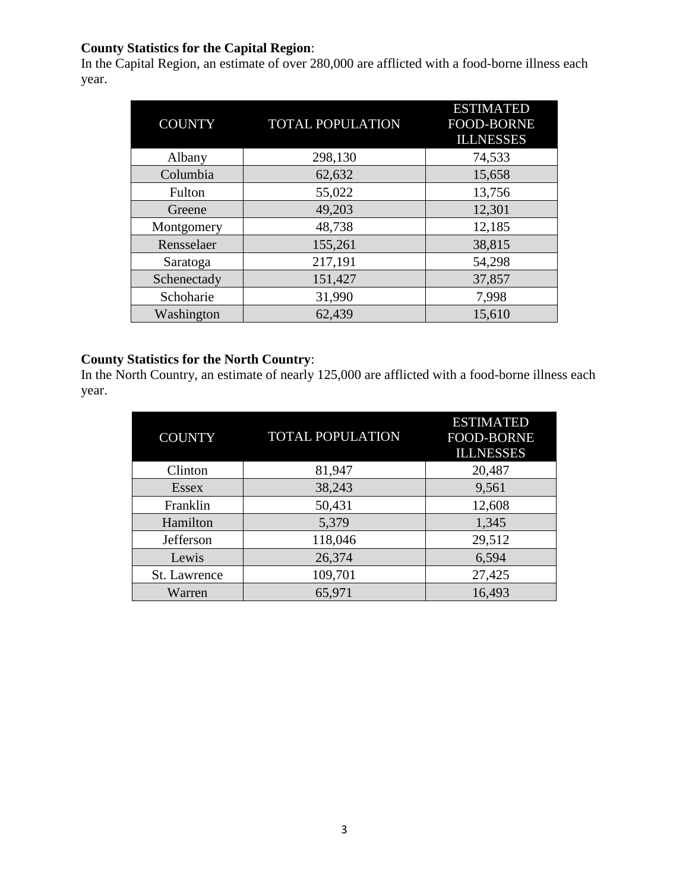**County Statistics for the Capital Region**:
In the Capital Region, an estimate of over 280,000 are afflicted with a food-borne illness each year.

| COUNTY | TOTAL POPULATION | ESTIMATED FOOD-BORNE ILLNESSES |
|---|---|---|
| Albany | 298,130 | 74,533 |
| Columbia | 62,632 | 15,658 |
| Fulton | 55,022 | 13,756 |
| Greene | 49,203 | 12,301 |
| Montgomery | 48,738 | 12,185 |
| Rensselaer | 155,261 | 38,815 |
| Saratoga | 217,191 | 54,298 |
| Schenectady | 151,427 | 37,857 |
| Schoharie | 31,990 | 7,998 |
| Washington | 62,439 | 15,610 |

**County Statistics for the North Country**:
In the North Country, an estimate of nearly 125,000 are afflicted with a food-borne illness each year.

| COUNTY | TOTAL POPULATION | ESTIMATED FOOD-BORNE ILLNESSES |
|---|---|---|
| Clinton | 81,947 | 20,487 |
| Essex | 38,243 | 9,561 |
| Franklin | 50,431 | 12,608 |
| Hamilton | 5,379 | 1,345 |
| Jefferson | 118,046 | 29,512 |
| Lewis | 26,374 | 6,594 |
| St. Lawrence | 109,701 | 27,425 |
| Warren | 65,971 | 16,493 |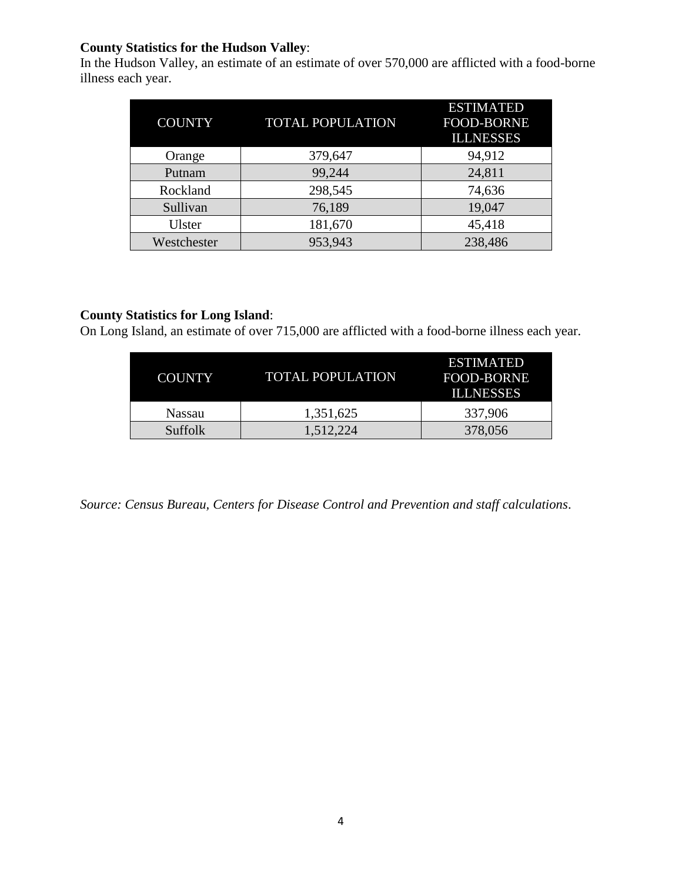**County Statistics for the Hudson Valley**:
In the Hudson Valley, an estimate of an estimate of over 570,000 are afflicted with a food-borne illness each year.

| COUNTY | TOTAL POPULATION | ESTIMATED FOOD-BORNE ILLNESSES |
|---|---|---|
| Orange | 379,647 | 94,912 |
| Putnam | 99,244 | 24,811 |
| Rockland | 298,545 | 74,636 |
| Sullivan | 76,189 | 19,047 |
| Ulster | 181,670 | 45,418 |
| Westchester | 953,943 | 238,486 |

**County Statistics for Long Island**:
On Long Island, an estimate of over 715,000 are afflicted with a food-borne illness each year.

| COUNTY | TOTAL POPULATION | ESTIMATED FOOD-BORNE ILLNESSES |
|---|---|---|
| Nassau | 1,351,625 | 337,906 |
| Suffolk | 1,512,224 | 378,056 |

*Source: Census Bureau, Centers for Disease Control and Prevention and staff calculations*.